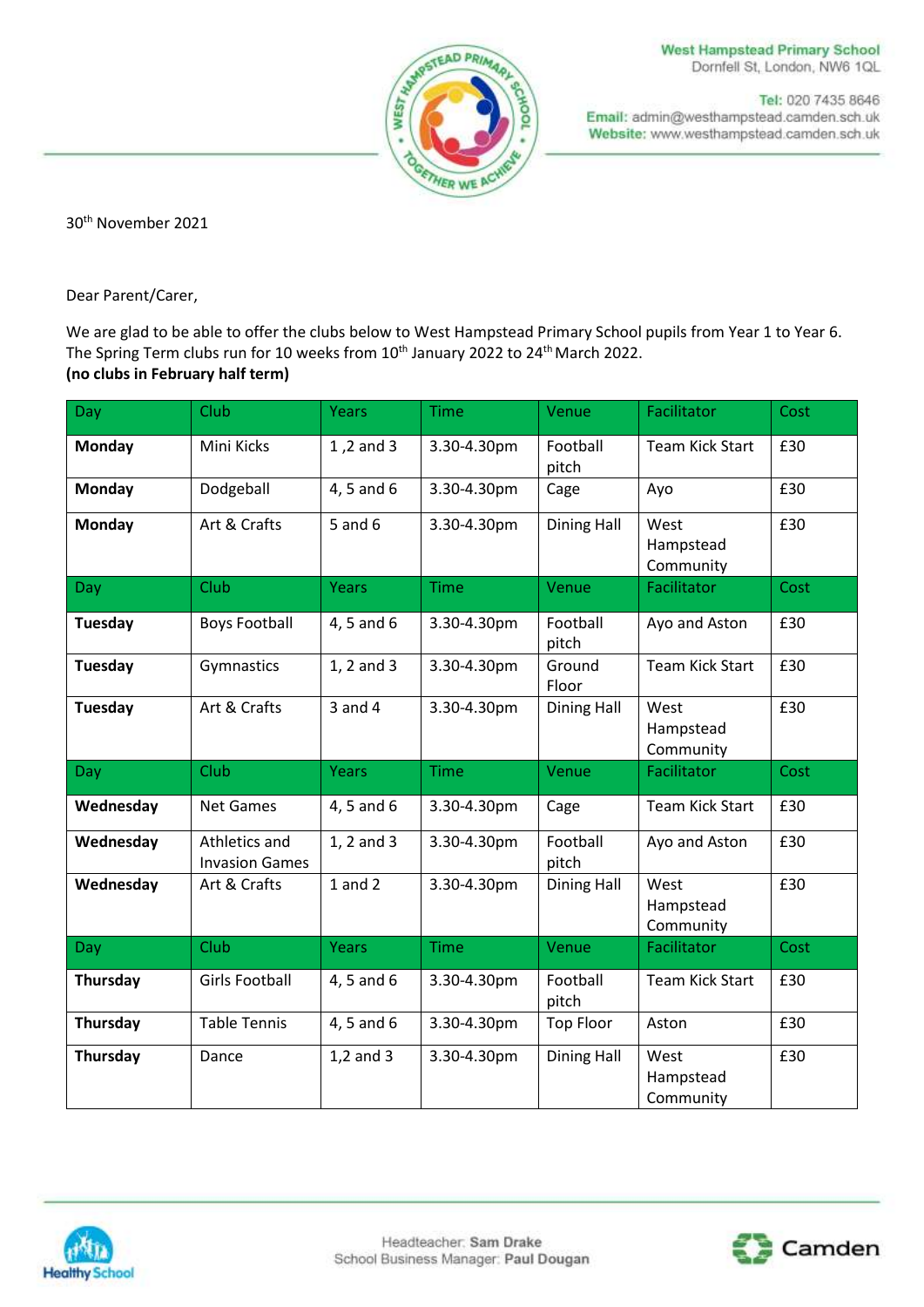West Hampstead Primary School
Dornfell St, London, NW6 1QL

Tel: 020 7435 8646
Email: admin@westhampstead.camden.sch.uk
Website: www.westhampstead.camden.sch.uk

30th November 2021

Dear Parent/Carer,

We are glad to be able to offer the clubs below to West Hampstead Primary School pupils from Year 1 to Year 6. The Spring Term clubs run for 10 weeks from 10th January 2022 to 24th March 2022.
**(no clubs in February half term)**

| Day | Club | Years | Time | Venue | Facilitator | Cost |
|---|---|---|---|---|---|---|
| **Monday** | Mini Kicks | 1 ,2 and 3 | 3.30-4.30pm | Football pitch | Team Kick Start | £30 |
| **Monday** | Dodgeball | 4, 5 and 6 | 3.30-4.30pm | Cage | Ayo | £30 |
| **Monday** | Art & Crafts | 5 and 6 | 3.30-4.30pm | Dining Hall | West Hampstead Community | £30 |
| **Day** | **Club** | **Years** | **Time** | **Venue** | **Facilitator** | **Cost** |
| **Tuesday** | Boys Football | 4, 5 and 6 | 3.30-4.30pm | Football pitch | Ayo and Aston | £30 |
| **Tuesday** | Gymnastics | 1, 2 and 3 | 3.30-4.30pm | Ground Floor | Team Kick Start | £30 |
| **Tuesday** | Art & Crafts | 3 and 4 | 3.30-4.30pm | Dining Hall | West Hampstead Community | £30 |
| **Day** | **Club** | **Years** | **Time** | **Venue** | **Facilitator** | **Cost** |
| **Wednesday** | Net Games | 4, 5 and 6 | 3.30-4.30pm | Cage | Team Kick Start | £30 |
| **Wednesday** | Athletics and Invasion Games | 1, 2 and 3 | 3.30-4.30pm | Football pitch | Ayo and Aston | £30 |
| **Wednesday** | Art & Crafts | 1 and 2 | 3.30-4.30pm | Dining Hall | West Hampstead Community | £30 |
| **Day** | **Club** | **Years** | **Time** | **Venue** | **Facilitator** | **Cost** |
| **Thursday** | Girls Football | 4, 5 and 6 | 3.30-4.30pm | Football pitch | Team Kick Start | £30 |
| **Thursday** | Table Tennis | 4, 5 and 6 | 3.30-4.30pm | Top Floor | Aston | £30 |
| **Thursday** | Dance | 1,2 and 3 | 3.30-4.30pm | Dining Hall | West Hampstead Community | £30 |

Headteacher: Sam Drake
School Business Manager: Paul Dougan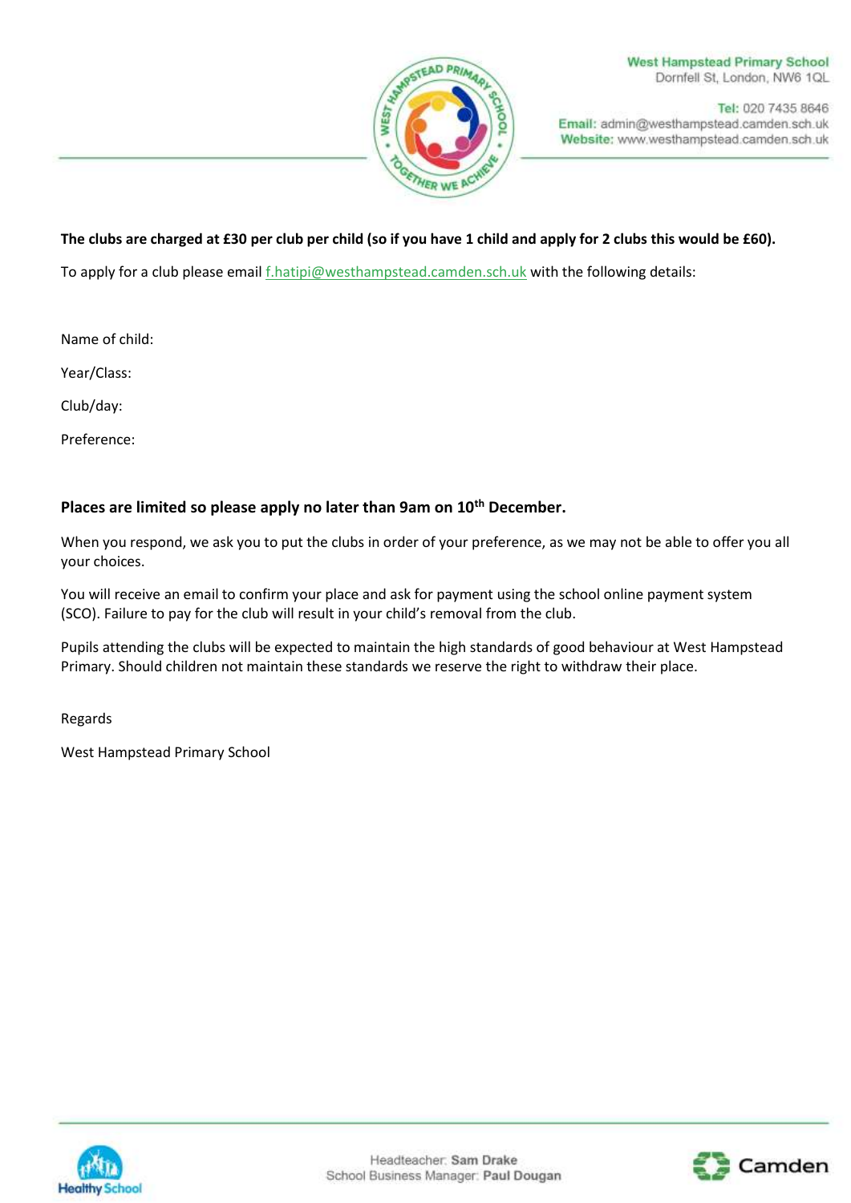**The clubs are charged at £30 per club per child (so if you have 1 child and apply for 2 clubs this would be £60).**

To apply for a club please email f.hatipi@westhampstead.camden.sch.uk with the following details:

Name of child:

Year/Class:

Club/day:

Preference:

**Places are limited so please apply no later than 9am on 10th December.**

When you respond, we ask you to put the clubs in order of your preference, as we may not be able to offer you all your choices.

You will receive an email to confirm your place and ask for payment using the school online payment system (SCO). Failure to pay for the club will result in your child's removal from the club.

Pupils attending the clubs will be expected to maintain the high standards of good behaviour at West Hampstead Primary. Should children not maintain these standards we reserve the right to withdraw their place.

Regards

West Hampstead Primary School